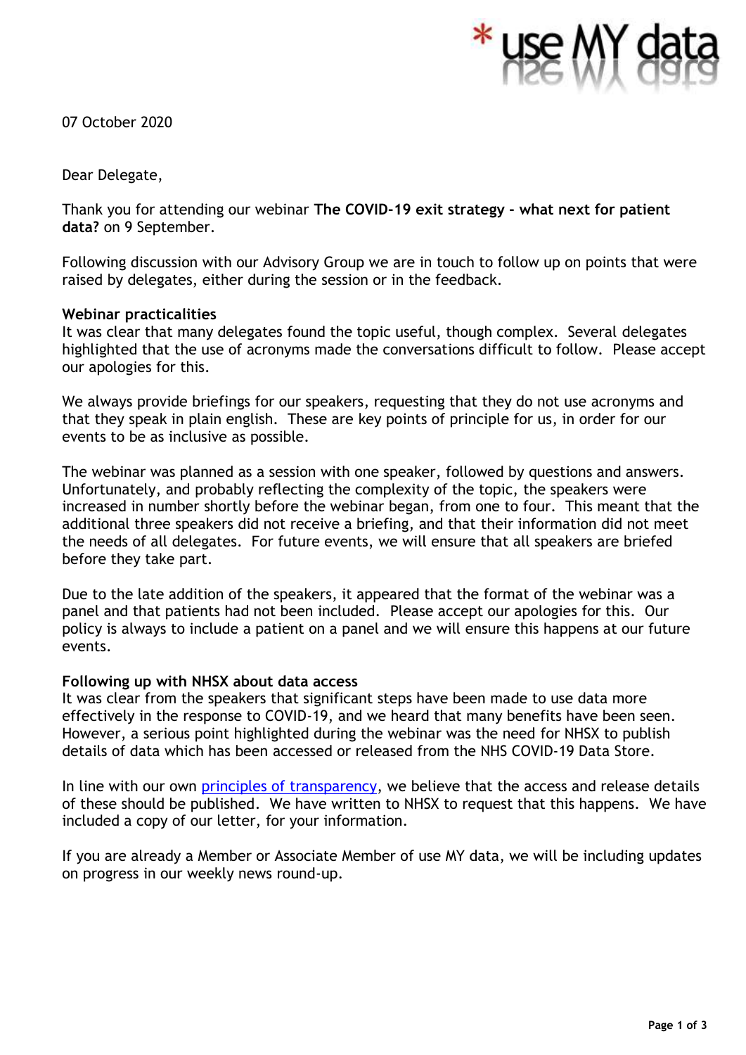07 October 2020

Dear Delegate,

Thank you for attending our webinar **The COVID-19 exit strategy - what next for patient data?** on 9 September.

Following discussion with our Advisory Group we are in touch to follow up on points that were raised by delegates, either during the session or in the feedback.

**Webinar practicalities**

It was clear that many delegates found the topic useful, though complex. Several delegates highlighted that the use of acronyms made the conversations difficult to follow. Please accept our apologies for this.

We always provide briefings for our speakers, requesting that they do not use acronyms and that they speak in plain english. These are key points of principle for us, in order for our events to be as inclusive as possible.

The webinar was planned as a session with one speaker, followed by questions and answers. Unfortunately, and probably reflecting the complexity of the topic, the speakers were increased in number shortly before the webinar began, from one to four. This meant that the additional three speakers did not receive a briefing, and that their information did not meet the needs of all delegates. For future events, we will ensure that all speakers are briefed before they take part.

Due to the late addition of the speakers, it appeared that the format of the webinar was a panel and that patients had not been included. Please accept our apologies for this. Our policy is always to include a patient on a panel and we will ensure this happens at our future events.

**Following up with NHSX about data access**

It was clear from the speakers that significant steps have been made to use data more effectively in the response to COVID-19, and we heard that many benefits have been seen. However, a serious point highlighted during the webinar was the need for NHSX to publish details of data which has been accessed or released from the NHS COVID-19 Data Store.

In line with our own principles of transparency, we believe that the access and release details of these should be published. We have written to NHSX to request that this happens. We have included a copy of our letter, for your information.

If you are already a Member or Associate Member of use MY data, we will be including updates on progress in our weekly news round-up.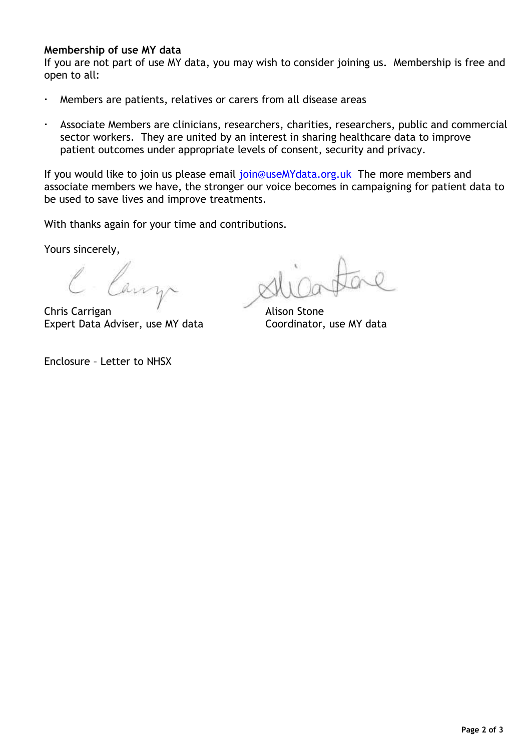**Membership of use MY data**

If you are not part of use MY data, you may wish to consider joining us. Membership is free and open to all:

- Members are patients, relatives or carers from all disease areas
- Associate Members are clinicians, researchers, charities, researchers, public and commercial sector workers. They are united by an interest in sharing healthcare data to improve patient outcomes under appropriate levels of consent, security and privacy.

If you would like to join us please email join@useMYdata.org.uk The more members and associate members we have, the stronger our voice becomes in campaigning for patient data to be used to save lives and improve treatments.

With thanks again for your time and contributions.

Yours sincerely,

Chris Carrigan
Expert Data Adviser, use MY data

Alison Stone
Coordinator, use MY data

Enclosure – Letter to NHSX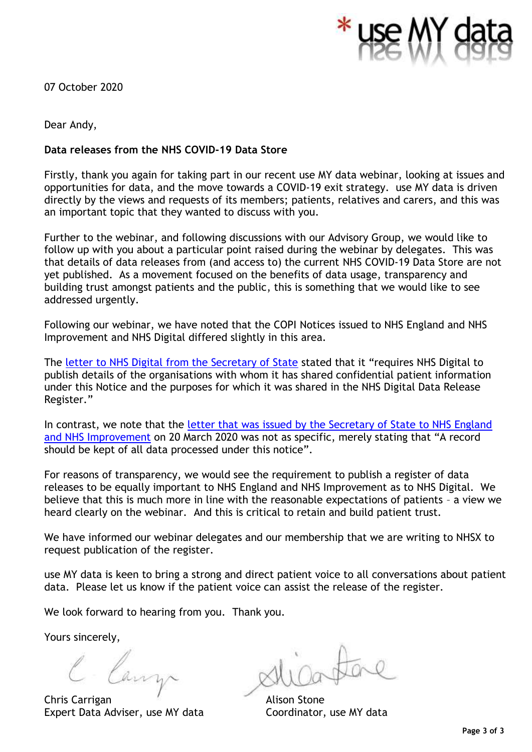07 October 2020

Dear Andy,

**Data releases from the NHS COVID-19 Data Store**

Firstly, thank you again for taking part in our recent use MY data webinar, looking at issues and opportunities for data, and the move towards a COVID-19 exit strategy. use MY data is driven directly by the views and requests of its members; patients, relatives and carers, and this was an important topic that they wanted to discuss with you.

Further to the webinar, and following discussions with our Advisory Group, we would like to follow up with you about a particular point raised during the webinar by delegates. This was that details of data releases from (and access to) the current NHS COVID-19 Data Store are not yet published. As a movement focused on the benefits of data usage, transparency and building trust amongst patients and the public, this is something that we would like to see addressed urgently.

Following our webinar, we have noted that the COPI Notices issued to NHS England and NHS Improvement and NHS Digital differed slightly in this area.

The letter to NHS Digital from the Secretary of State stated that it "requires NHS Digital to publish details of the organisations with whom it has shared confidential patient information under this Notice and the purposes for which it was shared in the NHS Digital Data Release Register."

In contrast, we note that the letter that was issued by the Secretary of State to NHS England and NHS Improvement on 20 March 2020 was not as specific, merely stating that "A record should be kept of all data processed under this notice".

For reasons of transparency, we would see the requirement to publish a register of data releases to be equally important to NHS England and NHS Improvement as to NHS Digital. We believe that this is much more in line with the reasonable expectations of patients – a view we heard clearly on the webinar. And this is critical to retain and build patient trust.

We have informed our webinar delegates and our membership that we are writing to NHSX to request publication of the register.

use MY data is keen to bring a strong and direct patient voice to all conversations about patient data. Please let us know if the patient voice can assist the release of the register.

We look forward to hearing from you. Thank you.

Yours sincerely,

Chris Carrigan
Expert Data Adviser, use MY data

Alison Stone
Coordinator, use MY data